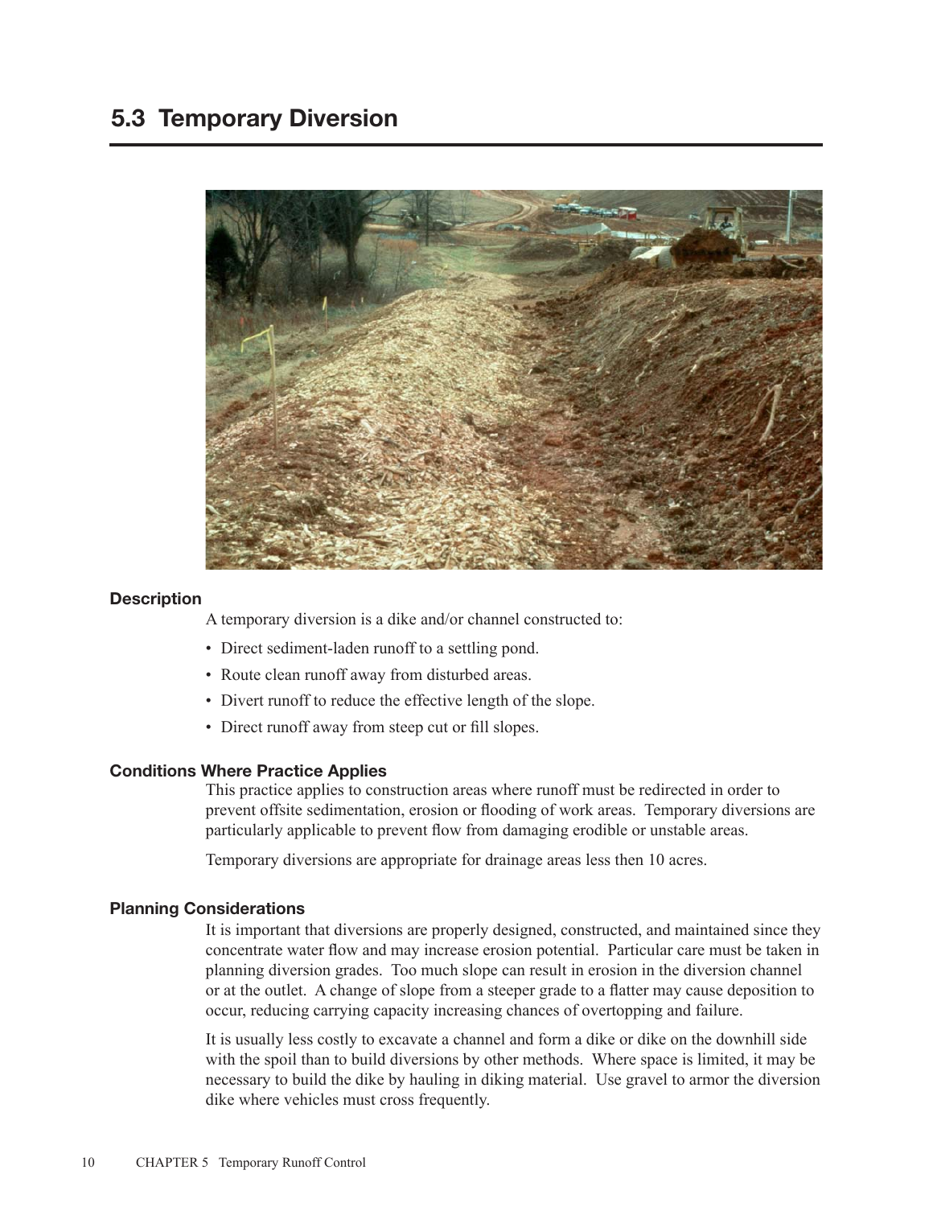## 5.3 Temporary Diversion

### Description

A temporary diversion is a dike and/or channel constructed to:

- Direct sediment-laden runoff to a settling pond.
- Route clean runoff away from disturbed areas.
- Divert runoff to reduce the effective length of the slope.
- Direct runoff away from steep cut or fill slopes.

### Conditions Where Practice Applies

This practice applies to construction areas where runoff must be redirected in order to prevent offsite sedimentation, erosion or flooding of work areas. Temporary diversions are particularly applicable to prevent flow from damaging erodible or unstable areas.

Temporary diversions are appropriate for drainage areas less then 10 acres.

### Planning Considerations

It is important that diversions are properly designed, constructed, and maintained since they concentrate water flow and may increase erosion potential. Particular care must be taken in planning diversion grades. Too much slope can result in erosion in the diversion channel or at the outlet. A change of slope from a steeper grade to a flatter may cause deposition to occur, reducing carrying capacity increasing chances of overtopping and failure.

It is usually less costly to excavate a channel and form a dike or dike on the downhill side with the spoil than to build diversions by other methods. Where space is limited, it may be necessary to build the dike by hauling in diking material. Use gravel to armor the diversion dike where vehicles must cross frequently.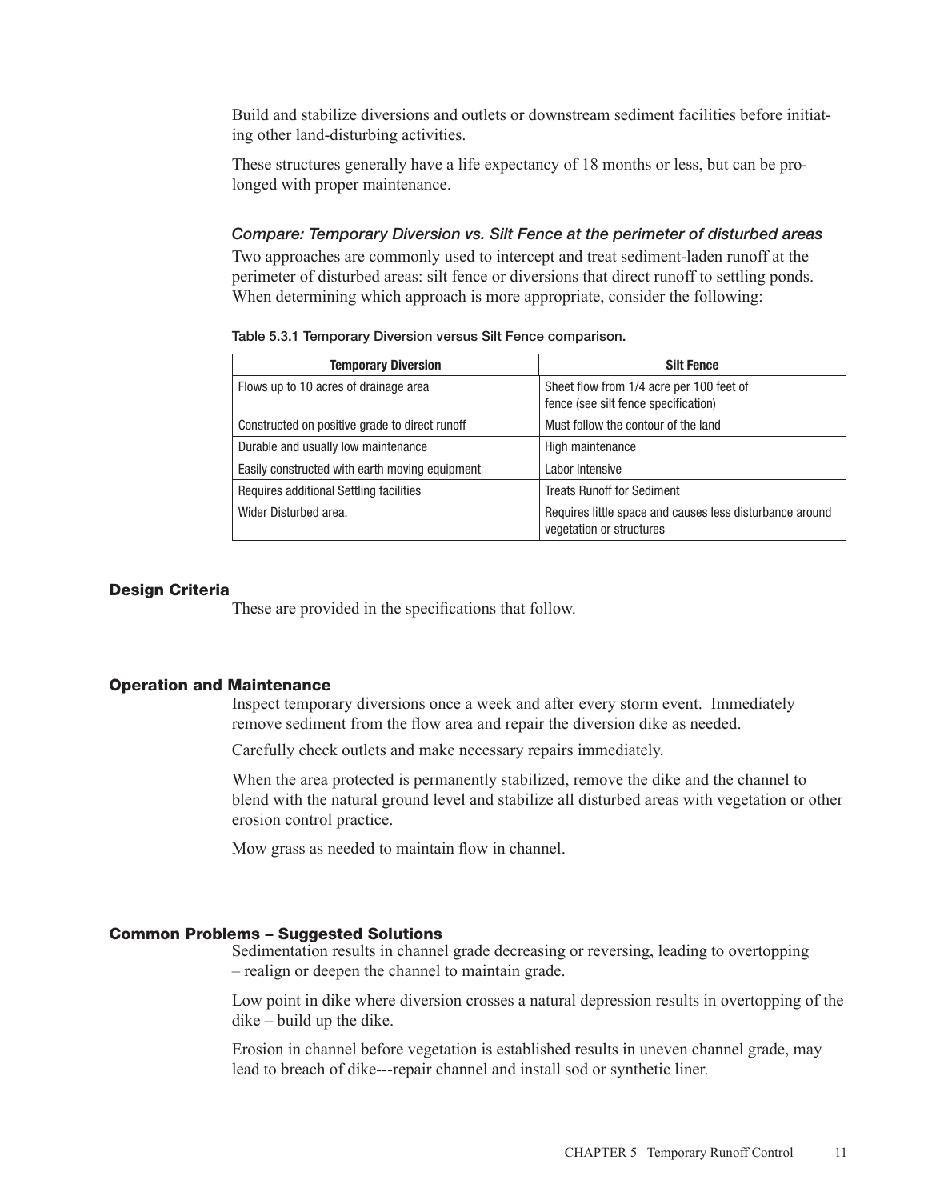Build and stabilize diversions and outlets or downstream sediment facilities before initiating other land-disturbing activities.

These structures generally have a life expectancy of 18 months or less, but can be prolonged with proper maintenance.

### *Compare: Temporary Diversion vs. Silt Fence at the perimeter of disturbed areas*

Two approaches are commonly used to intercept and treat sediment-laden runoff at the perimeter of disturbed areas: silt fence or diversions that direct runoff to settling ponds. When determining which approach is more appropriate, consider the following:

Table 5.3.1 Temporary Diversion versus Silt Fence comparison.

| Temporary Diversion | Silt Fence |
|---|---|
| Flows up to 10 acres of drainage area | Sheet flow from 1/4 acre per 100 feet of fence (see silt fence specification) |
| Constructed on positive grade to direct runoff | Must follow the contour of the land |
| Durable and usually low maintenance | High maintenance |
| Easily constructed with earth moving equipment | Labor Intensive |
| Requires additional Settling facilities | Treats Runoff for Sediment |
| Wider Disturbed area. | Requires little space and causes less disturbance around vegetation or structures |

## Design Criteria

These are provided in the specifications that follow.

## Operation and Maintenance

Inspect temporary diversions once a week and after every storm event. Immediately remove sediment from the flow area and repair the diversion dike as needed.

Carefully check outlets and make necessary repairs immediately.

When the area protected is permanently stabilized, remove the dike and the channel to blend with the natural ground level and stabilize all disturbed areas with vegetation or other erosion control practice.

Mow grass as needed to maintain flow in channel.

## Common Problems – Suggested Solutions

Sedimentation results in channel grade decreasing or reversing, leading to overtopping – realign or deepen the channel to maintain grade.

Low point in dike where diversion crosses a natural depression results in overtopping of the dike – build up the dike.

Erosion in channel before vegetation is established results in uneven channel grade, may lead to breach of dike---repair channel and install sod or synthetic liner.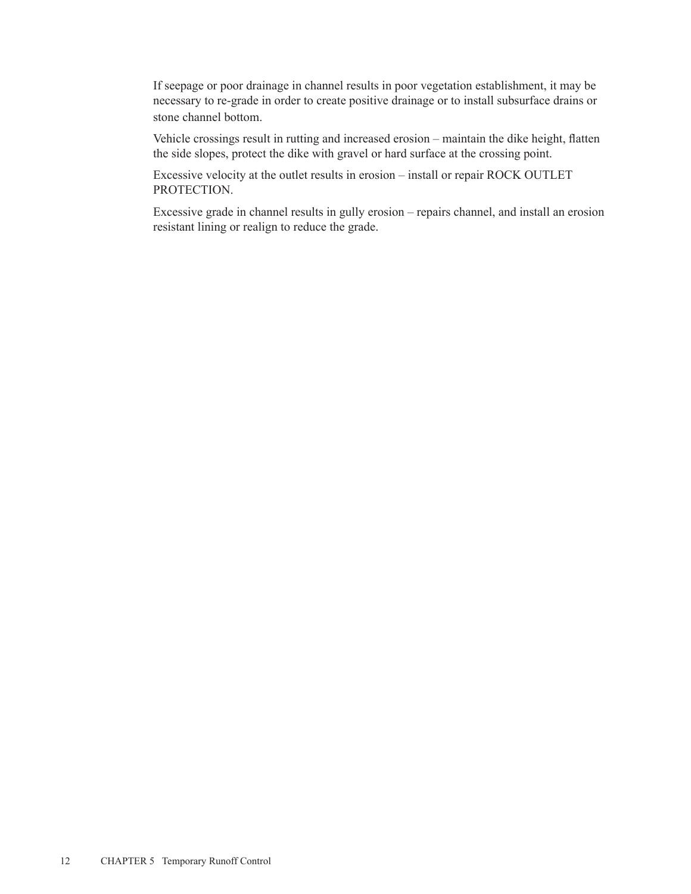If seepage or poor drainage in channel results in poor vegetation establishment, it may be necessary to re-grade in order to create positive drainage or to install subsurface drains or stone channel bottom.

Vehicle crossings result in rutting and increased erosion – maintain the dike height, flatten the side slopes, protect the dike with gravel or hard surface at the crossing point.

Excessive velocity at the outlet results in erosion – install or repair ROCK OUTLET PROTECTION.

Excessive grade in channel results in gully erosion – repairs channel, and install an erosion resistant lining or realign to reduce the grade.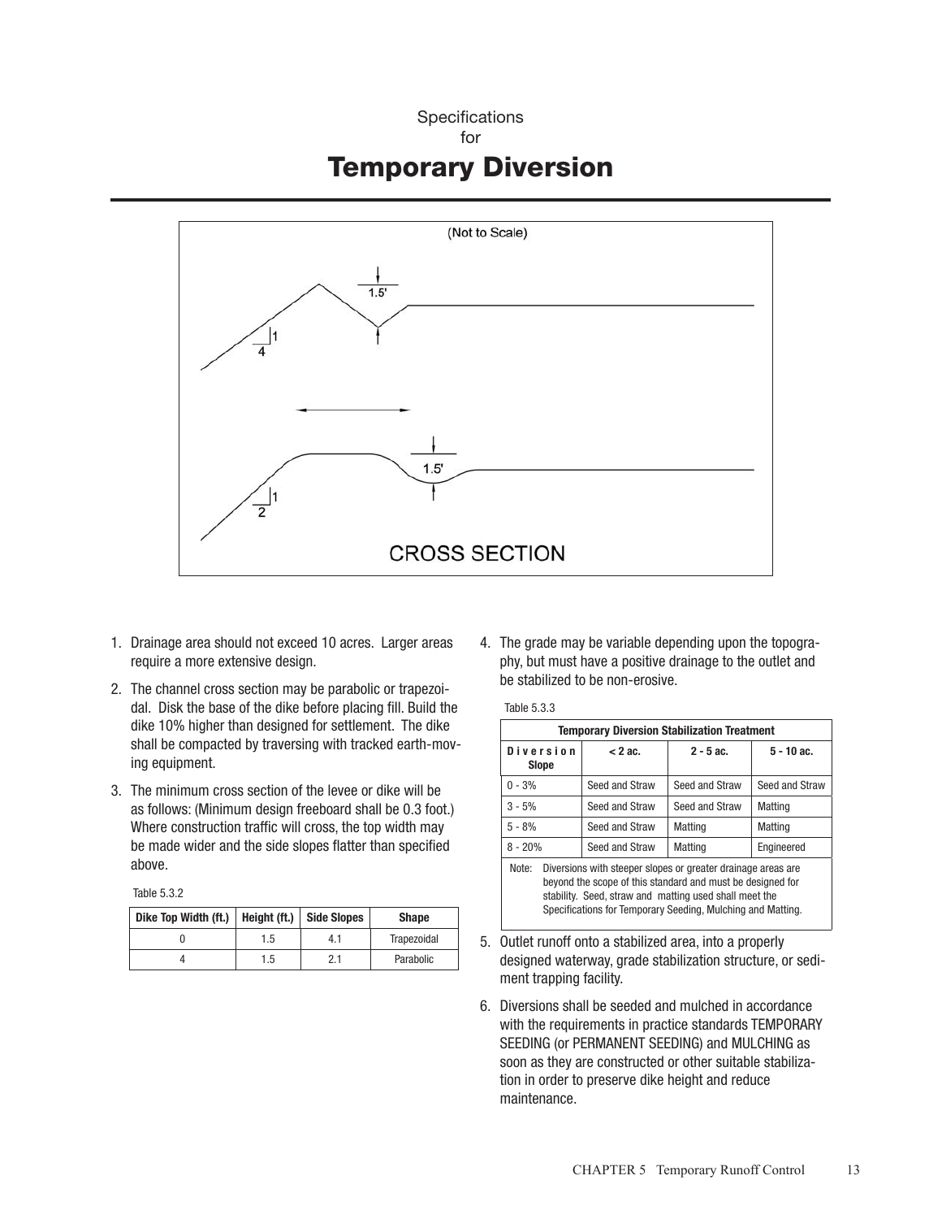Specifications
for

# Temporary Diversion

(Not to Scale)

CROSS SECTION

1. Drainage area should not exceed 10 acres. Larger areas require a more extensive design.

2. The channel cross section may be parabolic or trapezoidal. Disk the base of the dike before placing fill. Build the dike 10% higher than designed for settlement. The dike shall be compacted by traversing with tracked earth-moving equipment.

3. The minimum cross section of the levee or dike will be as follows: (Minimum design freeboard shall be 0.3 foot.) Where construction traffic will cross, the top width may be made wider and the side slopes flatter than specified above.

Table 5.3.2

| Dike Top Width (ft.) | Height (ft.) | Side Slopes | Shape |
|---|---|---|---|
| 0 | 1.5 | 4.1 | Trapezoidal |
| 4 | 1.5 | 2.1 | Parabolic |

4. The grade may be variable depending upon the topography, but must have a positive drainage to the outlet and be stabilized to be non-erosive.

Table 5.3.3

**Temporary Diversion Stabilization Treatment**

| Diversion Slope | < 2 ac. | 2 - 5 ac. | 5 - 10 ac. |
|---|---|---|---|
| 0 - 3% | Seed and Straw | Seed and Straw | Seed and Straw |
| 3 - 5% | Seed and Straw | Seed and Straw | Matting |
| 5 - 8% | Seed and Straw | Matting | Matting |
| 8 - 20% | Seed and Straw | Matting | Engineered |

Note: Diversions with steeper slopes or greater drainage areas are beyond the scope of this standard and must be designed for stability. Seed, straw and matting used shall meet the Specifications for Temporary Seeding, Mulching and Matting.

5. Outlet runoff onto a stabilized area, into a properly designed waterway, grade stabilization structure, or sediment trapping facility.

6. Diversions shall be seeded and mulched in accordance with the requirements in practice standards TEMPORARY SEEDING (or PERMANENT SEEDING) and MULCHING as soon as they are constructed or other suitable stabilization in order to preserve dike height and reduce maintenance.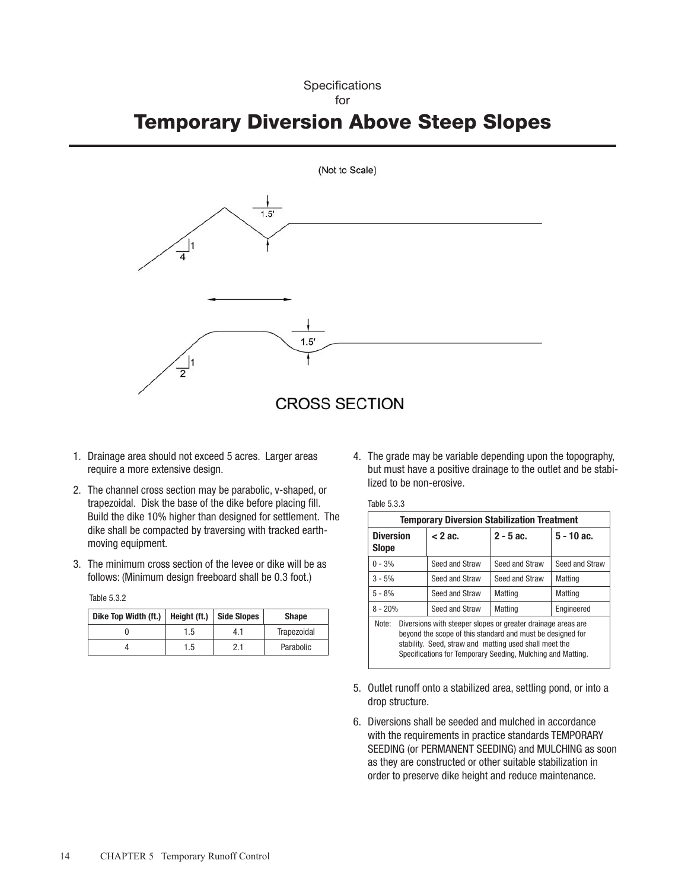Specifications
for

# Temporary Diversion Above Steep Slopes

(Not to Scale)

1.5'

1
4

1.5'

1
2

CROSS SECTION

1. Drainage area should not exceed 5 acres. Larger areas require a more extensive design.

2. The channel cross section may be parabolic, v-shaped, or trapezoidal. Disk the base of the dike before placing fill. Build the dike 10% higher than designed for settlement. The dike shall be compacted by traversing with tracked earth-moving equipment.

3. The minimum cross section of the levee or dike will be as follows: (Minimum design freeboard shall be 0.3 foot.)

Table 5.3.2

| Dike Top Width (ft.) | Height (ft.) | Side Slopes | Shape |
|---|---|---|---|
| 0 | 1.5 | 4.1 | Trapezoidal |
| 4 | 1.5 | 2.1 | Parabolic |

4. The grade may be variable depending upon the topography, but must have a positive drainage to the outlet and be stabilized to be non-erosive.

Table 5.3.3

| Temporary Diversion Stabilization Treatment | | | |
|---|---|---|---|
| **Diversion Slope** | **< 2 ac.** | **2 - 5 ac.** | **5 - 10 ac.** |
| 0 - 3% | Seed and Straw | Seed and Straw | Seed and Straw |
| 3 - 5% | Seed and Straw | Seed and Straw | Matting |
| 5 - 8% | Seed and Straw | Matting | Matting |
| 8 - 20% | Seed and Straw | Matting | Engineered |

Note: Diversions with steeper slopes or greater drainage areas are beyond the scope of this standard and must be designed for stability. Seed, straw and matting used shall meet the Specifications for Temporary Seeding, Mulching and Matting.

5. Outlet runoff onto a stabilized area, settling pond, or into a drop structure.

6. Diversions shall be seeded and mulched in accordance with the requirements in practice standards TEMPORARY SEEDING (or PERMANENT SEEDING) and MULCHING as soon as they are constructed or other suitable stabilization in order to preserve dike height and reduce maintenance.